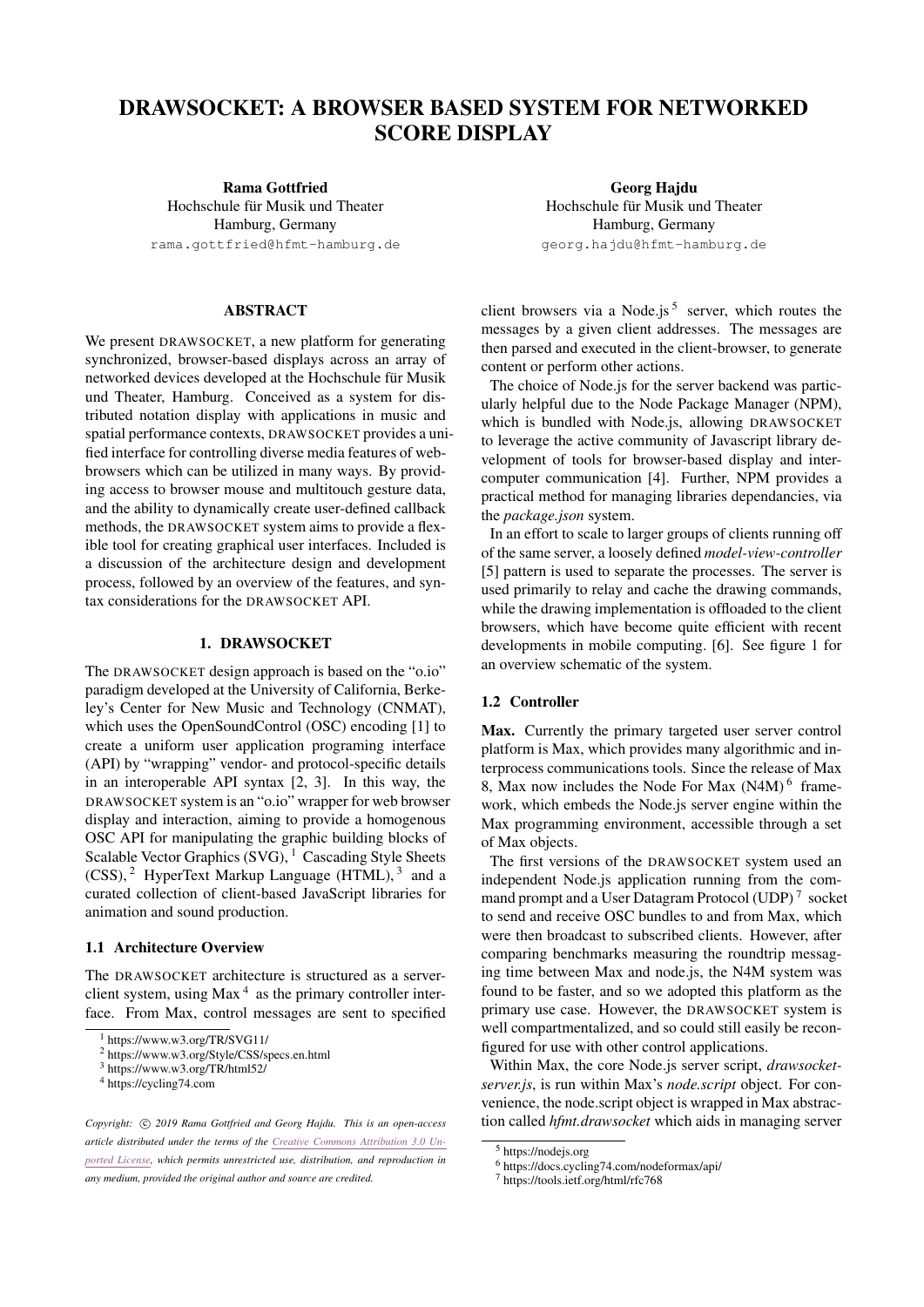# DRAWSOCKET: A BROWSER BASED SYSTEM FOR NETWORKED SCORE DISPLAY

**Rama Gottfried**
Hochschule für Musik und Theater
Hamburg, Germany
rama.gottfried@hfmt-hamburg.de

**Georg Hajdu**
Hochschule für Musik und Theater
Hamburg, Germany
georg.hajdu@hfmt-hamburg.de

## ABSTRACT

We present DRAWSOCKET, a new platform for generating synchronized, browser-based displays across an array of networked devices developed at the Hochschule für Musik und Theater, Hamburg. Conceived as a system for distributed notation display with applications in music and spatial performance contexts, DRAWSOCKET provides a unified interface for controlling diverse media features of web-browsers which can be utilized in many ways. By providing access to browser mouse and multitouch gesture data, and the ability to dynamically create user-defined callback methods, the DRAWSOCKET system aims to provide a flexible tool for creating graphical user interfaces. Included is a discussion of the architecture design and development process, followed by an overview of the features, and syntax considerations for the DRAWSOCKET API.

## 1. DRAWSOCKET

The DRAWSOCKET design approach is based on the "o.io" paradigm developed at the University of California, Berkeley's Center for New Music and Technology (CNMAT), which uses the OpenSoundControl (OSC) encoding [1] to create a uniform user application programing interface (API) by "wrapping" vendor- and protocol-specific details in an interoperable API syntax [2, 3]. In this way, the DRAWSOCKET system is an "o.io" wrapper for web browser display and interaction, aiming to provide a homogenous OSC API for manipulating the graphic building blocks of Scalable Vector Graphics (SVG), [1] Cascading Style Sheets (CSS), [2] HyperText Markup Language (HTML), [3] and a curated collection of client-based JavaScript libraries for animation and sound production.

### 1.1 Architecture Overview

The DRAWSOCKET architecture is structured as a server-client system, using Max [4] as the primary controller interface. From Max, control messages are sent to specified client browsers via a Node.js [5] server, which routes the messages by a given client addresses. The messages are then parsed and executed in the client-browser, to generate content or perform other actions.

The choice of Node.js for the server backend was particularly helpful due to the Node Package Manager (NPM), which is bundled with Node.js, allowing DRAWSOCKET to leverage the active community of Javascript library development of tools for browser-based display and inter-computer communication [4]. Further, NPM provides a practical method for managing libraries dependancies, via the *package.json* system.

In an effort to scale to larger groups of clients running off of the same server, a loosely defined *model-view-controller* [5] pattern is used to separate the processes. The server is used primarily to relay and cache the drawing commands, while the drawing implementation is offloaded to the client browsers, which have become quite efficient with recent developments in mobile computing. [6]. See figure 1 for an overview schematic of the system.

### 1.2 Controller

**Max.** Currently the primary targeted user server control platform is Max, which provides many algorithmic and interprocess communications tools. Since the release of Max 8, Max now includes the Node For Max (N4M) [6] framework, which embeds the Node.js server engine within the Max programming environment, accessible through a set of Max objects.

The first versions of the DRAWSOCKET system used an independent Node.js application running from the command prompt and a User Datagram Protocol (UDP) [7] socket to send and receive OSC bundles to and from Max, which were then broadcast to subscribed clients. However, after comparing benchmarks measuring the roundtrip messaging time between Max and node.js, the N4M system was found to be faster, and so we adopted this platform as the primary use case. However, the DRAWSOCKET system is well compartmentalized, and so could still easily be reconfigured for use with other control applications.

Within Max, the core Node.js server script, *drawsocket-server.js*, is run within Max's *node.script* object. For convenience, the node.script object is wrapped in Max abstraction called *hfmt.drawsocket* which aids in managing server

[1] https://www.w3.org/TR/SVG11/
[2] https://www.w3.org/Style/CSS/specs.en.html
[3] https://www.w3.org/TR/html52/
[4] https://cycling74.com
[5] https://nodejs.org
[6] https://docs.cycling74.com/nodeformax/api/
[7] https://tools.ietf.org/html/rfc768

*Copyright: © 2019 Rama Gottfried and Georg Hajdu. This is an open-access article distributed under the terms of the Creative Commons Attribution 3.0 Unported License, which permits unrestricted use, distribution, and reproduction in any medium, provided the original author and source are credited.*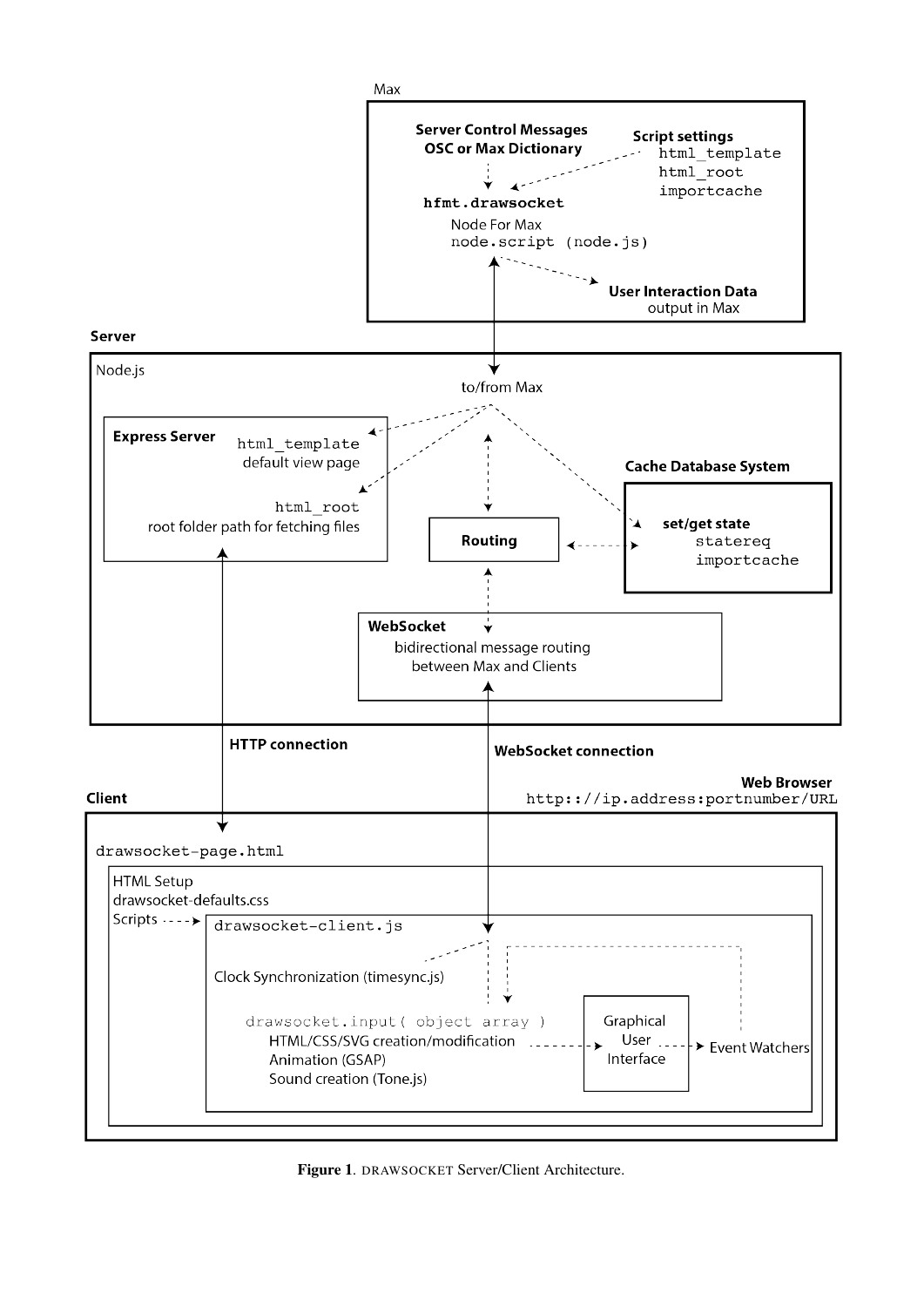Max

**Server Control Messages**
**OSC or Max Dictionary**

**Script settings**
`html_template`
`html_root`
`importcache`

**`hfmt.drawsocket`**
Node For Max
`node.script (node.js)`

**User Interaction Data**
output in Max

**Server**

Node.js

to/from Max

**Express Server**
`html_template`
default view page

`html_root`
root folder path for fetching files

**Routing**

**Cache Database System**

**set/get state**
`statereq`
`importcache`

**WebSocket**
bidirectional message routing between Max and Clients

**HTTP connection**

**WebSocket connection**

**Web Browser**
`http://ip.address:portnumber/URL`

**Client**

`drawsocket-page.html`

HTML Setup
drawsocket-defaults.css
Scripts

`drawsocket-client.js`

Clock Synchronization (timesync.js)

`drawsocket.input( object array )`
HTML/CSS/SVG creation/modification
Animation (GSAP)
Sound creation (Tone.js)

Graphical User Interface

Event Watchers

**Figure 1**. DRAWSOCKET Server/Client Architecture.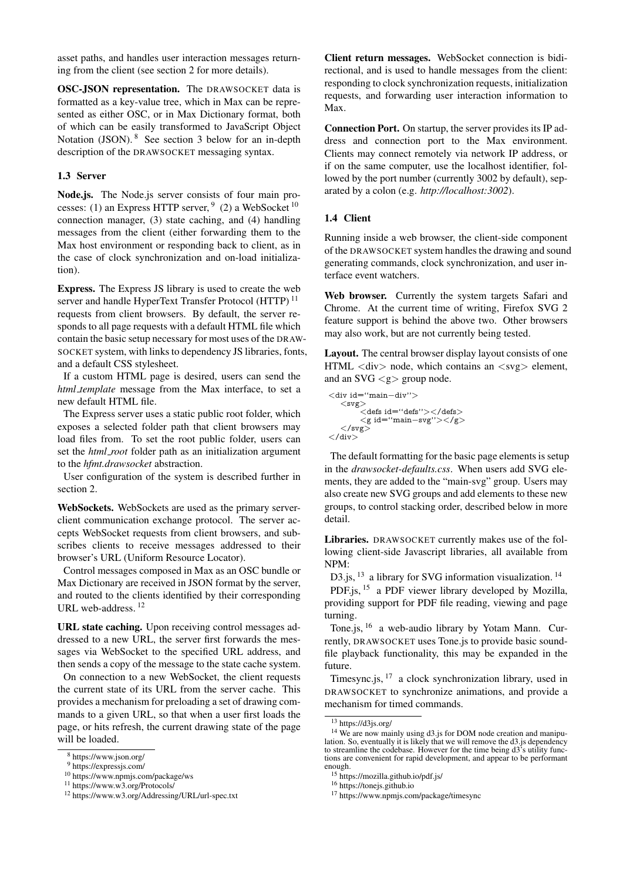asset paths, and handles user interaction messages returning from the client (see section 2 for more details).

**OSC-JSON representation.** The DRAWSOCKET data is formatted as a key-value tree, which in Max can be represented as either OSC, or in Max Dictionary format, both of which can be easily transformed to JavaScript Object Notation (JSON).[8] See section 3 below for an in-depth description of the DRAWSOCKET messaging syntax.

### 1.3 Server

**Node.js.** The Node.js server consists of four main processes: (1) an Express HTTP server,[9] (2) a WebSocket[10] connection manager, (3) state caching, and (4) handling messages from the client (either forwarding them to the Max host environment or responding back to client, as in the case of clock synchronization and on-load initialization).

**Express.** The Express JS library is used to create the web server and handle HyperText Transfer Protocol (HTTP)[11] requests from client browsers. By default, the server responds to all page requests with a default HTML file which contain the basic setup necessary for most uses of the DRAWSOCKET system, with links to dependency JS libraries, fonts, and a default CSS stylesheet.

If a custom HTML page is desired, users can send the *html_template* message from the Max interface, to set a new default HTML file.

The Express server uses a static public root folder, which exposes a selected folder path that client browsers may load files from. To set the root public folder, users can set the *html_root* folder path as an initialization argument to the *hfmt.drawsocket* abstraction.

User configuration of the system is described further in section 2.

**WebSockets.** WebSockets are used as the primary server-client communication exchange protocol. The server accepts WebSocket requests from client browsers, and subscribes clients to receive messages addressed to their browser's URL (Uniform Resource Locator).

Control messages composed in Max as an OSC bundle or Max Dictionary are received in JSON format by the server, and routed to the clients identified by their corresponding URL web-address.[12]

**URL state caching.** Upon receiving control messages addressed to a new URL, the server first forwards the messages via WebSocket to the specified URL address, and then sends a copy of the message to the state cache system.

On connection to a new WebSocket, the client requests the current state of its URL from the server cache. This provides a mechanism for preloading a set of drawing commands to a given URL, so that when a user first loads the page, or hits refresh, the current drawing state of the page will be loaded.

**Client return messages.** WebSocket connection is bidirectional, and is used to handle messages from the client: responding to clock synchronization requests, initialization requests, and forwarding user interaction information to Max.

**Connection Port.** On startup, the server provides its IP address and connection port to the Max environment. Clients may connect remotely via network IP address, or if on the same computer, use the localhost identifier, followed by the port number (currently 3002 by default), separated by a colon (e.g. *http://localhost:3002*).

### 1.4 Client

Running inside a web browser, the client-side component of the DRAWSOCKET system handles the drawing and sound generating commands, clock synchronization, and user interface event watchers.

**Web browser.** Currently the system targets Safari and Chrome. At the current time of writing, Firefox SVG 2 feature support is behind the above two. Other browsers may also work, but are not currently being tested.

**Layout.** The central browser display layout consists of one HTML <div> node, which contains an <svg> element, and an SVG <g> group node.

```
<div id="main-div">
   <svg>
      <defs id="defs"></defs>
      <g id="main-svg"></g>
   </svg>
</div>
```

The default formatting for the basic page elements is setup in the *drawsocket-defaults.css*. When users add SVG elements, they are added to the "main-svg" group. Users may also create new SVG groups and add elements to these new groups, to control stacking order, described below in more detail.

**Libraries.** DRAWSOCKET currently makes use of the following client-side Javascript libraries, all available from NPM:

D3.js,[13] a library for SVG information visualization.[14]

PDF.js,[15] a PDF viewer library developed by Mozilla, providing support for PDF file reading, viewing and page turning.

Tone.js,[16] a web-audio library by Yotam Mann. Currently, DRAWSOCKET uses Tone.js to provide basic soundfile playback functionality, this may be expanded in the future.

Timesync.js,[17] a clock synchronization library, used in DRAWSOCKET to synchronize animations, and provide a mechanism for timed commands.

---

[8] https://www.json.org/

[9] https://expressjs.com/

[10] https://www.npmjs.com/package/ws

[11] https://www.w3.org/Protocols/

[12] https://www.w3.org/Addressing/URL/url-spec.txt

[13] https://d3js.org/

[14] We are now mainly using d3.js for DOM node creation and manipulation. So, eventually it is likely that we will remove the d3.js dependency to streamline the codebase. However for the time being d3's utility functions are convenient for rapid development, and appear to be performant enough.

[15] https://mozilla.github.io/pdf.js/

[16] https://tonejs.github.io

[17] https://www.npmjs.com/package/timesync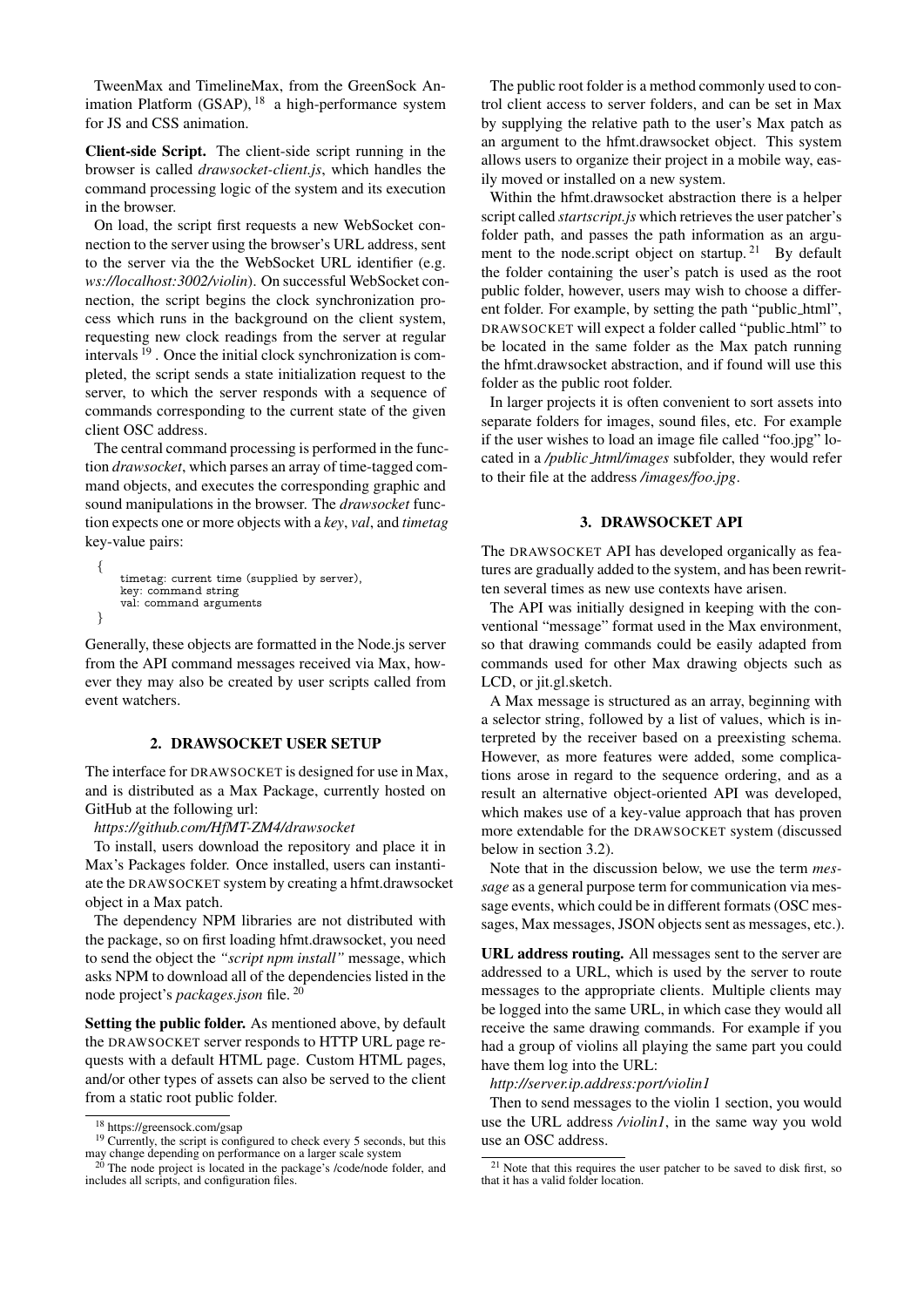TweenMax and TimelineMax, from the GreenSock Animation Platform (GSAP), [18] a high-performance system for JS and CSS animation.

**Client-side Script.** The client-side script running in the browser is called *drawsocket-client.js*, which handles the command processing logic of the system and its execution in the browser.

On load, the script first requests a new WebSocket connection to the server using the browser's URL address, sent to the server via the the WebSocket URL identifier (e.g. *ws://localhost:3002/violin*). On successful WebSocket connection, the script begins the clock synchronization process which runs in the background on the client system, requesting new clock readings from the server at regular intervals [19] . Once the initial clock synchronization is completed, the script sends a state initialization request to the server, to which the server responds with a sequence of commands corresponding to the current state of the given client OSC address.

The central command processing is performed in the function *drawsocket*, which parses an array of time-tagged command objects, and executes the corresponding graphic and sound manipulations in the browser. The *drawsocket* function expects one or more objects with a *key*, *val*, and *timetag* key-value pairs:

```
{
    timetag: current time (supplied by server),
    key: command string
    val: command arguments
}
```

Generally, these objects are formatted in the Node.js server from the API command messages received via Max, however they may also be created by user scripts called from event watchers.

## 2. DRAWSOCKET USER SETUP

The interface for DRAWSOCKET is designed for use in Max, and is distributed as a Max Package, currently hosted on GitHub at the following url:

*https://github.com/HfMT-ZM4/drawsocket*

To install, users download the repository and place it in Max's Packages folder. Once installed, users can instantiate the DRAWSOCKET system by creating a hfmt.drawsocket object in a Max patch.

The dependency NPM libraries are not distributed with the package, so on first loading hfmt.drawsocket, you need to send the object the *"script npm install"* message, which asks NPM to download all of the dependencies listed in the node project's *packages.json* file. [20]

**Setting the public folder.** As mentioned above, by default the DRAWSOCKET server responds to HTTP URL page requests with a default HTML page. Custom HTML pages, and/or other types of assets can also be served to the client from a static root public folder.

The public root folder is a method commonly used to control client access to server folders, and can be set in Max by supplying the relative path to the user's Max patch as an argument to the hfmt.drawsocket object. This system allows users to organize their project in a mobile way, easily moved or installed on a new system.

Within the hfmt.drawsocket abstraction there is a helper script called *startscript.js* which retrieves the user patcher's folder path, and passes the path information as an argument to the node.script object on startup. [21] By default the folder containing the user's patch is used as the root public folder, however, users may wish to choose a different folder. For example, by setting the path "public_html", DRAWSOCKET will expect a folder called "public_html" to be located in the same folder as the Max patch running the hfmt.drawsocket abstraction, and if found will use this folder as the public root folder.

In larger projects it is often convenient to sort assets into separate folders for images, sound files, etc. For example if the user wishes to load an image file called "foo.jpg" located in a */public_html/images* subfolder, they would refer to their file at the address */images/foo.jpg*.

## 3. DRAWSOCKET API

The DRAWSOCKET API has developed organically as features are gradually added to the system, and has been rewritten several times as new use contexts have arisen.

The API was initially designed in keeping with the conventional "message" format used in the Max environment, so that drawing commands could be easily adapted from commands used for other Max drawing objects such as LCD, or jit.gl.sketch.

A Max message is structured as an array, beginning with a selector string, followed by a list of values, which is interpreted by the receiver based on a preexisting schema. However, as more features were added, some complications arose in regard to the sequence ordering, and as a result an alternative object-oriented API was developed, which makes use of a key-value approach that has proven more extendable for the DRAWSOCKET system (discussed below in section 3.2).

Note that in the discussion below, we use the term *message* as a general purpose term for communication via message events, which could be in different formats (OSC messages, Max messages, JSON objects sent as messages, etc.).

**URL address routing.** All messages sent to the server are addressed to a URL, which is used by the server to route messages to the appropriate clients. Multiple clients may be logged into the same URL, in which case they would all receive the same drawing commands. For example if you had a group of violins all playing the same part you could have them log into the URL:

*http://server.ip.address:port/violin1*

Then to send messages to the violin 1 section, you would use the URL address */violin1*, in the same way you wold use an OSC address.

[18] https://greensock.com/gsap

[19] Currently, the script is configured to check every 5 seconds, but this may change depending on performance on a larger scale system

[20] The node project is located in the package's /code/node folder, and includes all scripts, and configuration files.

[21] Note that this requires the user patcher to be saved to disk first, so that it has a valid folder location.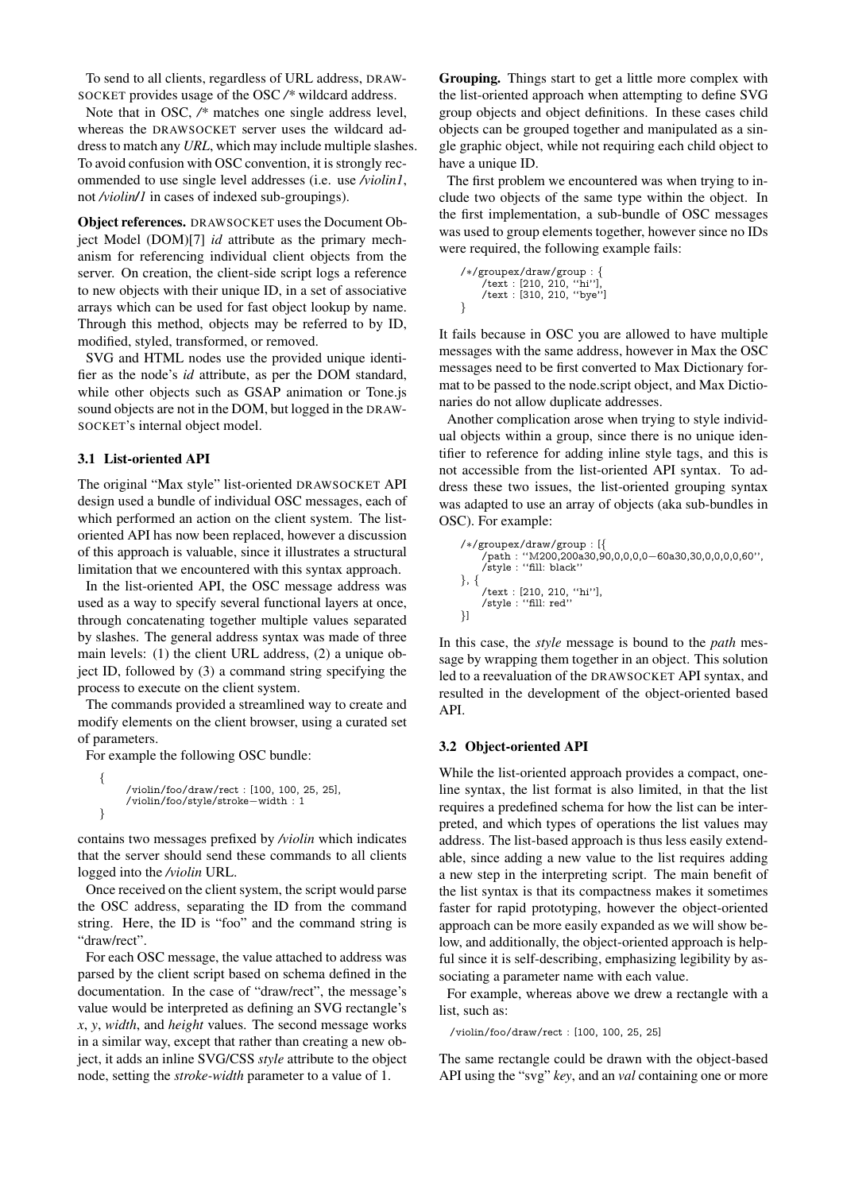To send to all clients, regardless of URL address, DRAWSOCKET provides usage of the OSC /* wildcard address.

Note that in OSC, /* matches one single address level, whereas the DRAWSOCKET server uses the wildcard address to match any *URL*, which may include multiple slashes. To avoid confusion with OSC convention, it is strongly recommended to use single level addresses (i.e. use */violin1*, not */violin/1* in cases of indexed sub-groupings).

**Object references.** DRAWSOCKET uses the Document Object Model (DOM)[7] *id* attribute as the primary mechanism for referencing individual client objects from the server. On creation, the client-side script logs a reference to new objects with their unique ID, in a set of associative arrays which can be used for fast object lookup by name. Through this method, objects may be referred to by ID, modified, styled, transformed, or removed.

SVG and HTML nodes use the provided unique identifier as the node's *id* attribute, as per the DOM standard, while other objects such as GSAP animation or Tone.js sound objects are not in the DOM, but logged in the DRAWSOCKET's internal object model.

### 3.1 List-oriented API

The original "Max style" list-oriented DRAWSOCKET API design used a bundle of individual OSC messages, each of which performed an action on the client system. The list-oriented API has now been replaced, however a discussion of this approach is valuable, since it illustrates a structural limitation that we encountered with this syntax approach.

In the list-oriented API, the OSC message address was used as a way to specify several functional layers at once, through concatenating together multiple values separated by slashes. The general address syntax was made of three main levels: (1) the client URL address, (2) a unique object ID, followed by (3) a command string specifying the process to execute on the client system.

The commands provided a streamlined way to create and modify elements on the client browser, using a curated set of parameters.

For example the following OSC bundle:

```
{
    /violin/foo/draw/rect : [100, 100, 25, 25],
    /violin/foo/style/stroke−width : 1
}
```

contains two messages prefixed by */violin* which indicates that the server should send these commands to all clients logged into the */violin* URL.

Once received on the client system, the script would parse the OSC address, separating the ID from the command string. Here, the ID is "foo" and the command string is "draw/rect".

For each OSC message, the value attached to address was parsed by the client script based on schema defined in the documentation. In the case of "draw/rect", the message's value would be interpreted as defining an SVG rectangle's *x*, *y*, *width*, and *height* values. The second message works in a similar way, except that rather than creating a new object, it adds an inline SVG/CSS *style* attribute to the object node, setting the *stroke-width* parameter to a value of 1.

**Grouping.** Things start to get a little more complex with the list-oriented approach when attempting to define SVG group objects and object definitions. In these cases child objects can be grouped together and manipulated as a single graphic object, while not requiring each child object to have a unique ID.

The first problem we encountered was when trying to include two objects of the same type within the object. In the first implementation, a sub-bundle of OSC messages was used to group elements together, however since no IDs were required, the following example fails:

```
/∗/groupex/draw/group : {
    /text : [210, 210, ''hi''],
    /text : [310, 210, ''bye'']
}
```

It fails because in OSC you are allowed to have multiple messages with the same address, however in Max the OSC messages need to be first converted to Max Dictionary format to be passed to the node.script object, and Max Dictionaries do not allow duplicate addresses.

Another complication arose when trying to style individual objects within a group, since there is no unique identifier to reference for adding inline style tags, and this is not accessible from the list-oriented API syntax. To address these two issues, the list-oriented grouping syntax was adapted to use an array of objects (aka sub-bundles in OSC). For example:

```
/∗/groupex/draw/group : [{
    /path : ''M200,200a30,90,0,0,0,0−60a30,30,0,0,0,0,60'',
    /style : ''fill: black''
}, {
    /text : [210, 210, ''hi''],
    /style : ''fill: red''
}]
```

In this case, the *style* message is bound to the *path* message by wrapping them together in an object. This solution led to a reevaluation of the DRAWSOCKET API syntax, and resulted in the development of the object-oriented based API.

### 3.2 Object-oriented API

While the list-oriented approach provides a compact, one-line syntax, the list format is also limited, in that the list requires a predefined schema for how the list can be interpreted, and which types of operations the list values may address. The list-based approach is thus less easily extendable, since adding a new value to the list requires adding a new step in the interpreting script. The main benefit of the list syntax is that its compactness makes it sometimes faster for rapid prototyping, however the object-oriented approach can be more easily expanded as we will show below, and additionally, the object-oriented approach is helpful since it is self-describing, emphasizing legibility by associating a parameter name with each value.

For example, whereas above we drew a rectangle with a list, such as:

```
/violin/foo/draw/rect : [100, 100, 25, 25]
```

The same rectangle could be drawn with the object-based API using the "svg" *key*, and an *val* containing one or more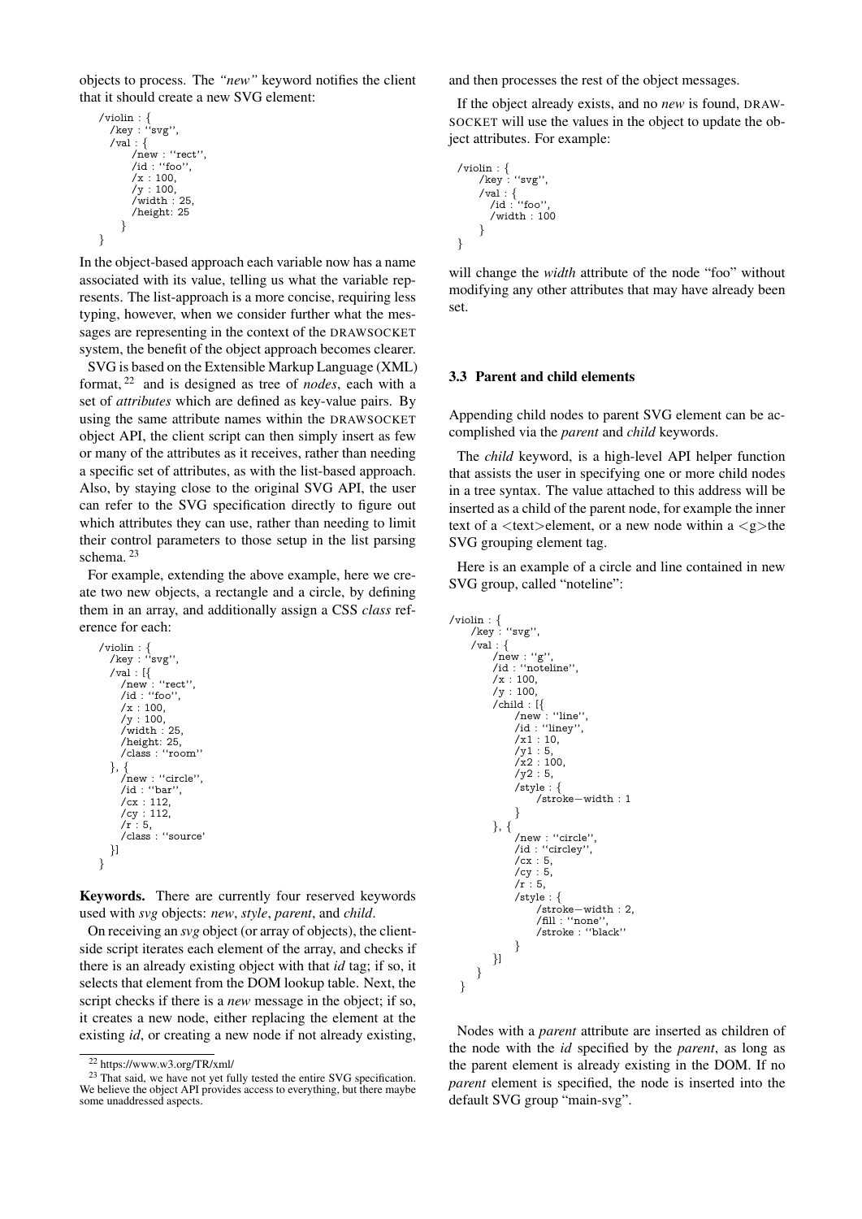objects to process. The *"new"* keyword notifies the client that it should create a new SVG element:

```
/violin : {
  /key : ''svg'',
  /val : {
      /new : ''rect'',
      /id : ''foo'',
      /x : 100,
      /y : 100,
      /width : 25,
      /height: 25
    }
}
```

In the object-based approach each variable now has a name associated with its value, telling us what the variable represents. The list-approach is a more concise, requiring less typing, however, when we consider further what the messages are representing in the context of the DRAWSOCKET system, the benefit of the object approach becomes clearer.

SVG is based on the Extensible Markup Language (XML) format, [22] and is designed as tree of *nodes*, each with a set of *attributes* which are defined as key-value pairs. By using the same attribute names within the DRAWSOCKET object API, the client script can then simply insert as few or many of the attributes as it receives, rather than needing a specific set of attributes, as with the list-based approach. Also, by staying close to the original SVG API, the user can refer to the SVG specification directly to figure out which attributes they can use, rather than needing to limit their control parameters to those setup in the list parsing schema. [23]

For example, extending the above example, here we create two new objects, a rectangle and a circle, by defining them in an array, and additionally assign a CSS *class* reference for each:

```
/violin : {
  /key : ''svg'',
  /val : [{
    /new : ''rect'',
    /id : ''foo'',
    /x : 100,
    /y : 100,
    /width : 25,
    /height: 25,
    /class : ''room''
  }, {
    /new : ''circle'',
    /id : ''bar'',
    /cx : 112,
    /cy : 112,
    /r : 5,
    /class : ''source'
  }]
}
```

**Keywords.** There are currently four reserved keywords used with *svg* objects: *new*, *style*, *parent*, and *child*.

On receiving an *svg* object (or array of objects), the client-side script iterates each element of the array, and checks if there is an already existing object with that *id* tag; if so, it selects that element from the DOM lookup table. Next, the script checks if there is a *new* message in the object; if so, it creates a new node, either replacing the element at the existing *id*, or creating a new node if not already existing, and then processes the rest of the object messages.

If the object already exists, and no *new* is found, DRAWSOCKET will use the values in the object to update the object attributes. For example:

```
/violin : {
    /key : ''svg'',
    /val : {
      /id : ''foo'',
      /width : 100
    }
}
```

will change the *width* attribute of the node "foo" without modifying any other attributes that may have already been set.

### 3.3 Parent and child elements

Appending child nodes to parent SVG element can be accomplished via the *parent* and *child* keywords.

The *child* keyword, is a high-level API helper function that assists the user in specifying one or more child nodes in a tree syntax. The value attached to this address will be inserted as a child of the parent node, for example the inner text of a <text>element, or a new node within a <g>the SVG grouping element tag.

Here is an example of a circle and line contained in new SVG group, called "noteline":

```
/violin : {
    /key : ''svg'',
    /val : {
        /new : ''g'',
        /id : ''noteline'',
        /x : 100,
        /y : 100,
        /child : [{
            /new : ''line'',
            /id : ''liney'',
            /x1 : 10,
            /y1 : 5,
            /x2 : 100,
            /y2 : 5,
            /style : {
                /stroke−width : 1
            }
        }, {
            /new : ''circle'',
            /id : ''circley'',
            /cx : 5,
            /cy : 5,
            /r : 5,
            /style : {
                /stroke−width : 2,
                /fill : ''none'',
                /stroke : ''black''
            }
        }]
    }
}
```

Nodes with a *parent* attribute are inserted as children of the node with the *id* specified by the *parent*, as long as the parent element is already existing in the DOM. If no *parent* element is specified, the node is inserted into the default SVG group "main-svg".

[22] https://www.w3.org/TR/xml/

[23] That said, we have not yet fully tested the entire SVG specification. We believe the object API provides access to everything, but there maybe some unaddressed aspects.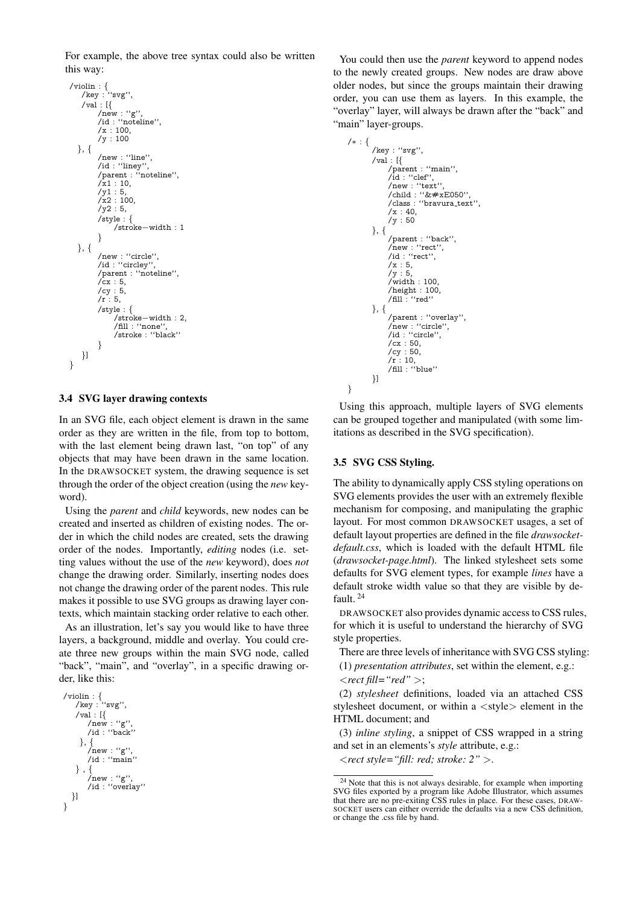For example, the above tree syntax could also be written this way:

```
/violin : {
    /key : ''svg'',
    /val : [{
        /new : ''g'',
        /id : ''noteline'',
        /x : 100,
        /y : 100
    }, {
        /new : ''line'',
        /id : ''liney'',
        /parent : ''noteline'',
        /x1 : 10,
        /y1 : 5,
        /x2 : 100,
        /y2 : 5,
        /style : {
            /stroke−width : 1
        }
    }, {
        /new : ''circle'',
        /id : ''circley'',
        /parent : ''noteline'',
        /cx : 5,
        /cy : 5,
        /r : 5,
        /style : {
            /stroke−width : 2,
            /fill : ''none'',
            /stroke : ''black''
        }
    }]
}
```

### 3.4 SVG layer drawing contexts

In an SVG file, each object element is drawn in the same order as they are written in the file, from top to bottom, with the last element being drawn last, "on top" of any objects that may have been drawn in the same location. In the DRAWSOCKET system, the drawing sequence is set through the order of the object creation (using the *new* keyword).

Using the *parent* and *child* keywords, new nodes can be created and inserted as children of existing nodes. The order in which the child nodes are created, sets the drawing order of the nodes. Importantly, *editing* nodes (i.e. setting values without the use of the *new* keyword), does *not* change the drawing order. Similarly, inserting nodes does not change the drawing order of the parent nodes. This rule makes it possible to use SVG groups as drawing layer contexts, which maintain stacking order relative to each other.

As an illustration, let's say you would like to have three layers, a background, middle and overlay. You could create three new groups within the main SVG node, called "back", "main", and "overlay", in a specific drawing order, like this:

```
/violin : {
    /key : ''svg'',
    /val : [{
        /new : ''g'',
        /id : ''back''
    }, {
        /new : ''g'',
        /id : ''main''
    } , {
        /new : ''g'',
        /id : ''overlay''
    }]
}
```

You could then use the *parent* keyword to append nodes to the newly created groups. New nodes are draw above older nodes, but since the groups maintain their drawing order, you can use them as layers. In this example, the "overlay" layer, will always be drawn after the "back" and "main" layer-groups.

```
/* : {
    /key : ''svg'',
    /val : [{
        /parent : ''main'',
        /id : ''clef'',
        /new : ''text'',
        /child : ''&#xE050'',
        /class : ''bravura_text'',
        /x : 40,
        /y : 50
    }, {
        /parent : ''back'',
        /new : ''rect'',
        /id : ''rect'',
        /x : 5,
        /y : 5,
        /width : 100,
        /height : 100,
        /fill : ''red''
    }, {
        /parent : ''overlay'',
        /new : ''circle'',
        /id : ''circle'',
        /cx : 50,
        /cy : 50,
        /r : 10,
        /fill : ''blue''
    }]
}
```

Using this approach, multiple layers of SVG elements can be grouped together and manipulated (with some limitations as described in the SVG specification).

### 3.5 SVG CSS Styling.

The ability to dynamically apply CSS styling operations on SVG elements provides the user with an extremely flexible mechanism for composing, and manipulating the graphic layout. For most common DRAWSOCKET usages, a set of default layout properties are defined in the file *drawsocket-default.css*, which is loaded with the default HTML file (*drawsocket-page.html*). The linked stylesheet sets some defaults for SVG element types, for example *lines* have a default stroke width value so that they are visible by default. [24]

DRAWSOCKET also provides dynamic access to CSS rules, for which it is useful to understand the hierarchy of SVG style properties.

There are three levels of inheritance with SVG CSS styling:

(1) *presentation attributes*, set within the element, e.g.: *<rect fill="red" >*;

(2) *stylesheet* definitions, loaded via an attached CSS stylesheet document, or within a <style> element in the HTML document; and

(3) *inline styling*, a snippet of CSS wrapped in a string and set in an elements's *style* attribute, e.g.: *<rect style="fill: red; stroke: 2" >*.

[24] Note that this is not always desirable, for example when importing SVG files exported by a program like Adobe Illustrator, which assumes that there are no pre-exiting CSS rules in place. For these cases, DRAWSOCKET users can either override the defaults via a new CSS definition, or change the .css file by hand.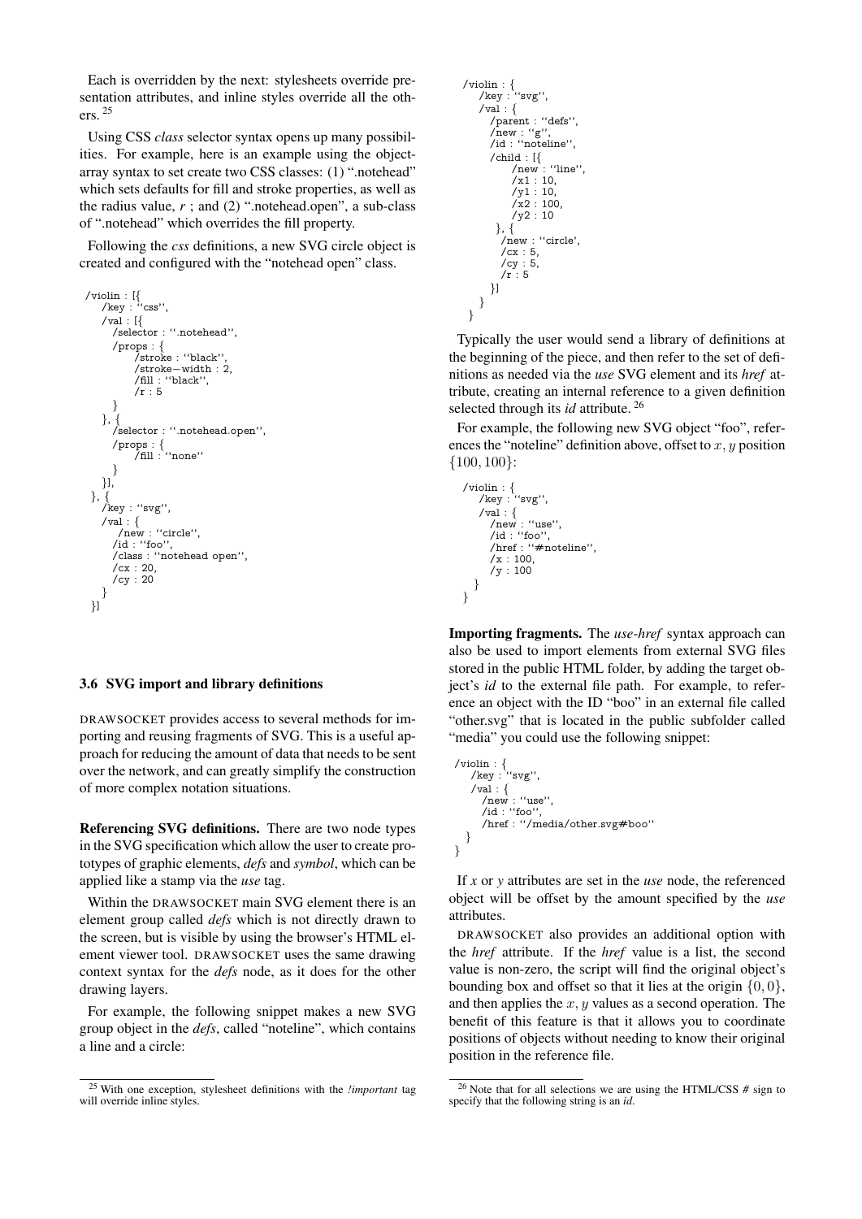Each is overridden by the next: stylesheets override presentation attributes, and inline styles override all the others. [25]

Using CSS *class* selector syntax opens up many possibilities. For example, here is an example using the object-array syntax to set create two CSS classes: (1) ".notehead" which sets defaults for fill and stroke properties, as well as the radius value, *r* ; and (2) ".notehead.open", a sub-class of ".notehead" which overrides the fill property.

Following the *css* definitions, a new SVG circle object is created and configured with the "notehead open" class.

```
/violin : [{
   /key : ''css'',
   /val : [{
      /selector : ''.notehead'',
      /props : {
         /stroke : ''black'',
         /stroke-width : 2,
         /fill : ''black'',
         /r : 5
      }
   }, {
      /selector : ''.notehead.open'',
      /props : {
         /fill : ''none''
      }
   }],
}, {
   /key : ''svg'',
   /val : {
      /new : ''circle'',
      /id : ''foo'',
      /class : ''notehead open'',
      /cx : 20,
      /cy : 20
   }
}]
```

### 3.6 SVG import and library definitions

DRAWSOCKET provides access to several methods for importing and reusing fragments of SVG. This is a useful approach for reducing the amount of data that needs to be sent over the network, and can greatly simplify the construction of more complex notation situations.

**Referencing SVG definitions.** There are two node types in the SVG specification which allow the user to create prototypes of graphic elements, *defs* and *symbol*, which can be applied like a stamp via the *use* tag.

Within the DRAWSOCKET main SVG element there is an element group called *defs* which is not directly drawn to the screen, but is visible by using the browser's HTML element viewer tool. DRAWSOCKET uses the same drawing context syntax for the *defs* node, as it does for the other drawing layers.

For example, the following snippet makes a new SVG group object in the *defs*, called "noteline", which contains a line and a circle:

```
/violin : {
   /key : ''svg'',
   /val : {
      /parent : ''defs'',
      /new : ''g'',
      /id : ''noteline'',
      /child : [{
         /new : ''line'',
         /x1 : 10,
         /y1 : 10,
         /x2 : 100,
         /y2 : 10
      }, {
       /new : ''circle',
       /cx : 5,
       /cy : 5,
       /r : 5
      }]
   }
}
```

Typically the user would send a library of definitions at the beginning of the piece, and then refer to the set of definitions as needed via the *use* SVG element and its *href* attribute, creating an internal reference to a given definition selected through its *id* attribute. [26]

For example, the following new SVG object "foo", references the "noteline" definition above, offset to $x, y$ position $\{100, 100\}$:

```
/violin : {
   /key : ''svg'',
   /val : {
      /new : ''use'',
      /id : ''foo'',
      /href : ''#noteline'',
      /x : 100,
      /y : 100
   }
}
```

**Importing fragments.** The *use-href* syntax approach can also be used to import elements from external SVG files stored in the public HTML folder, by adding the target object's *id* to the external file path. For example, to reference an object with the ID "boo" in an external file called "other.svg" that is located in the public subfolder called "media" you could use the following snippet:

```
/violin : {
   /key : ''svg'',
   /val : {
      /new : ''use'',
      /id : ''foo'',
      /href : ''/media/other.svg#boo''
   }
}
```

If *x* or *y* attributes are set in the *use* node, the referenced object will be offset by the amount specified by the *use* attributes.

DRAWSOCKET also provides an additional option with the *href* attribute. If the *href* value is a list, the second value is non-zero, the script will find the original object's bounding box and offset so that it lies at the origin $\{0, 0\}$, and then applies the $x, y$ values as a second operation. The benefit of this feature is that it allows you to coordinate positions of objects without needing to know their original position in the reference file.

[25] With one exception, stylesheet definitions with the *!important* tag will override inline styles.

[26] Note that for all selections we are using the HTML/CSS # sign to specify that the following string is an *id*.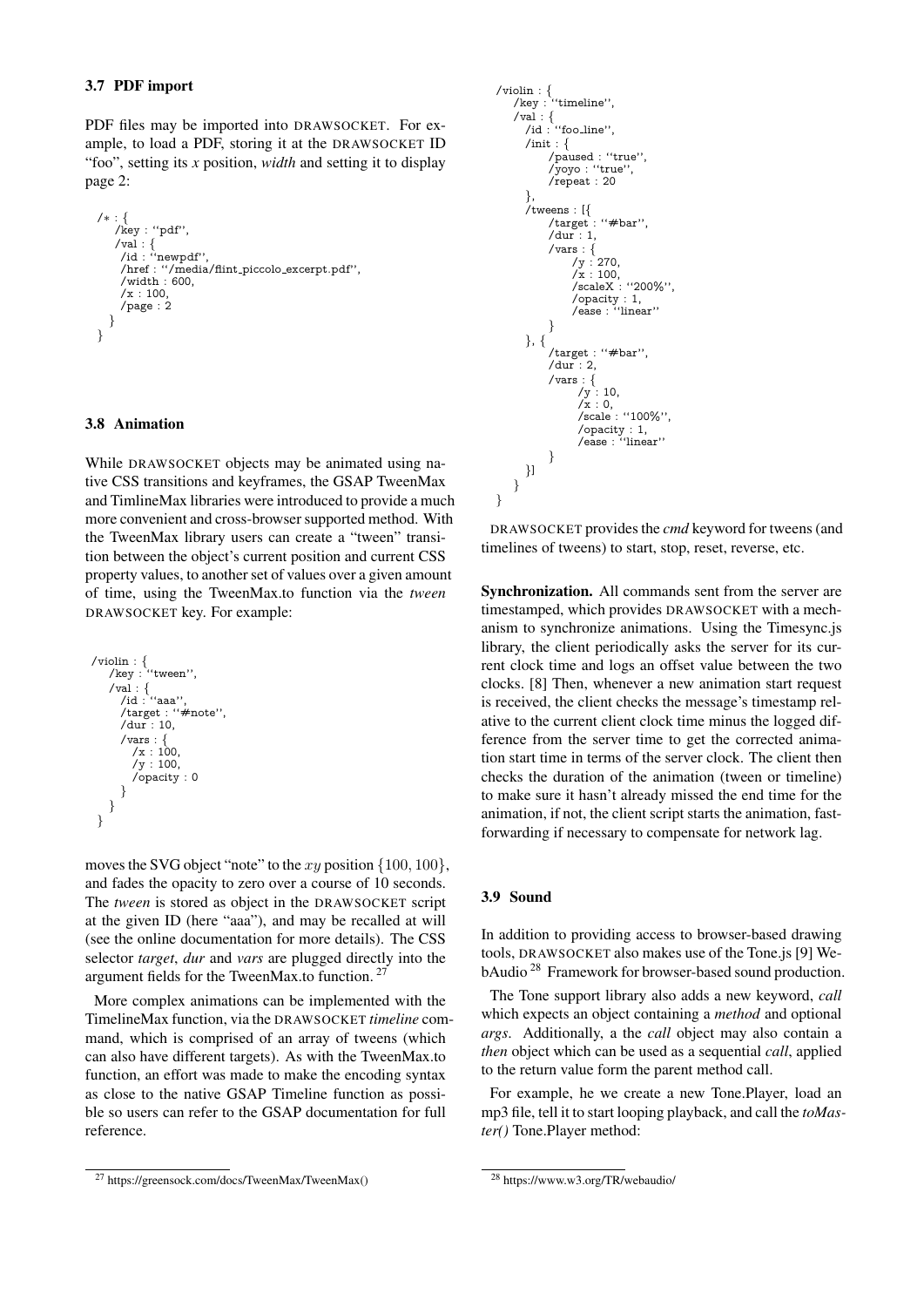### 3.7 PDF import

PDF files may be imported into DRAWSOCKET. For example, to load a PDF, storing it at the DRAWSOCKET ID "foo", setting its *x* position, *width* and setting it to display page 2:

```
/* : {
    /key : "pdf",
    /val : {
      /id : "newpdf",
      /href : "/media/flint_piccolo_excerpt.pdf",
      /width : 600,
      /x : 100,
      /page : 2
    }
}
```

### 3.8 Animation

While DRAWSOCKET objects may be animated using native CSS transitions and keyframes, the GSAP TweenMax and TimlineMax libraries were introduced to provide a much more convenient and cross-browser supported method. With the TweenMax library users can create a "tween" transition between the object's current position and current CSS property values, to another set of values over a given amount of time, using the TweenMax.to function via the *tween* DRAWSOCKET key. For example:

```
/violin : {
    /key : "tween",
    /val : {
      /id : "aaa",
      /target : "#note",
      /dur : 10,
      /vars : {
        /x : 100,
        /y : 100,
        /opacity : 0
      }
    }
}
```

moves the SVG object "note" to the $xy$ position $\{100, 100\}$, and fades the opacity to zero over a course of 10 seconds. The *tween* is stored as object in the DRAWSOCKET script at the given ID (here "aaa"), and may be recalled at will (see the online documentation for more details). The CSS selector *target*, *dur* and *vars* are plugged directly into the argument fields for the TweenMax.to function. [27]

More complex animations can be implemented with the TimelineMax function, via the DRAWSOCKET *timeline* command, which is comprised of an array of tweens (which can also have different targets). As with the TweenMax.to function, an effort was made to make the encoding syntax as close to the native GSAP Timeline function as possible so users can refer to the GSAP documentation for full reference.

[27] https://greensock.com/docs/TweenMax/TweenMax()

```
/violin : {
    /key : "timeline",
    /val : {
      /id : "foo_line",
      /init : {
          /paused : "true",
          /yoyo : "true",
          /repeat : 20
      },
      /tweens : [{
          /target : "#bar",
          /dur : 1,
          /vars : {
              /y : 270,
              /x : 100,
              /scaleX : "200%",
              /opacity : 1,
              /ease : "linear"
          }
      }, {
          /target : "#bar",
          /dur : 2,
          /vars : {
              /y : 10,
              /x : 0,
              /scale : "100%",
              /opacity : 1,
              /ease : "linear"
          }
      }]
    }
}
```

DRAWSOCKET provides the *cmd* keyword for tweens (and timelines of tweens) to start, stop, reset, reverse, etc.

**Synchronization.** All commands sent from the server are timestamped, which provides DRAWSOCKET with a mechanism to synchronize animations. Using the Timesync.js library, the client periodically asks the server for its current clock time and logs an offset value between the two clocks. [8] Then, whenever a new animation start request is received, the client checks the message's timestamp relative to the current client clock time minus the logged difference from the server time to get the corrected animation start time in terms of the server clock. The client then checks the duration of the animation (tween or timeline) to make sure it hasn't already missed the end time for the animation, if not, the client script starts the animation, fast-forwarding if necessary to compensate for network lag.

### 3.9 Sound

In addition to providing access to browser-based drawing tools, DRAWSOCKET also makes use of the Tone.js [9] WebAudio [28] Framework for browser-based sound production.

The Tone support library also adds a new keyword, *call* which expects an object containing a *method* and optional *args*. Additionally, a the *call* object may also contain a *then* object which can be used as a sequential *call*, applied to the return value form the parent method call.

For example, he we create a new Tone.Player, load an mp3 file, tell it to start looping playback, and call the *toMaster()* Tone.Player method:

[28] https://www.w3.org/TR/webaudio/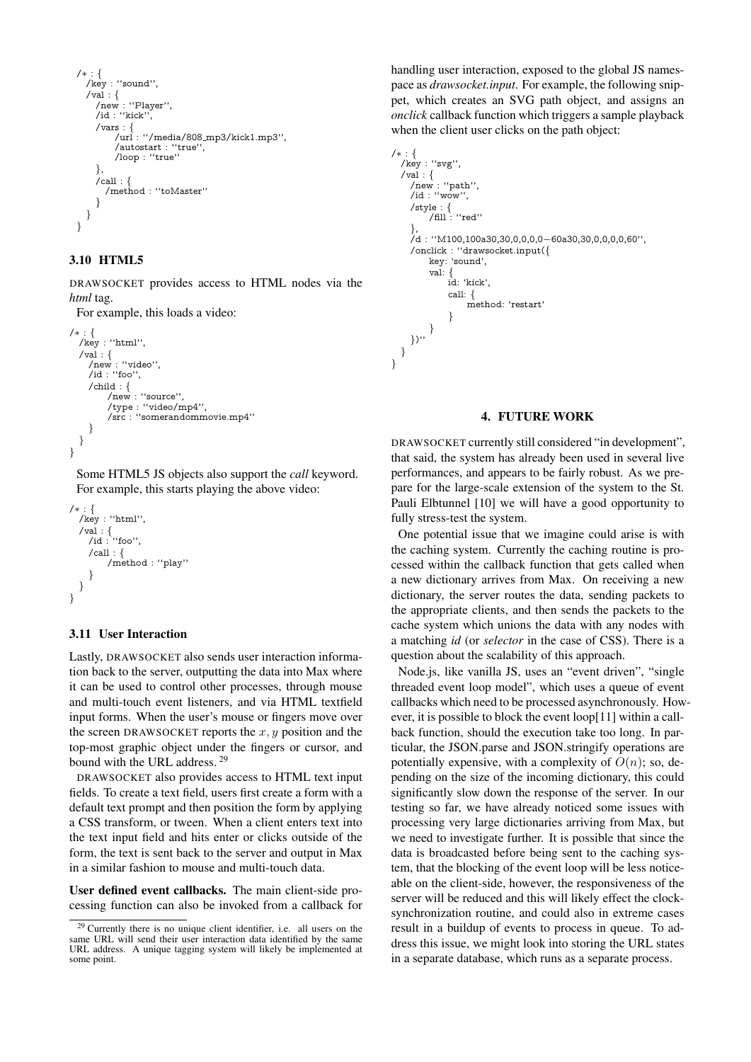```
/* : {
  /key : "sound",
  /val : {
    /new : "Player",
    /id : "kick",
    /vars : {
        /url : "/media/808_mp3/kick1.mp3",
        /autostart : "true",
        /loop : "true"
    },
    /call : {
      /method : "toMaster"
    }
  }
}
```

### 3.10 HTML5

DRAWSOCKET provides access to HTML nodes via the *html* tag.

For example, this loads a video:

```
/* : {
  /key : "html",
  /val : {
    /new : "video",
    /id : "foo",
    /child : {
        /new : "source",
        /type : "video/mp4",
        /src : "somerandommovie.mp4"
    }
  }
}
```

Some HTML5 JS objects also support the *call* keyword. For example, this starts playing the above video:

```
/* : {
  /key : "html",
  /val : {
    /id : "foo",
    /call : {
        /method : "play"
    }
  }
}
```

### 3.11 User Interaction

Lastly, DRAWSOCKET also sends user interaction information back to the server, outputting the data into Max where it can be used to control other processes, through mouse and multi-touch event listeners, and via HTML textfield input forms. When the user's mouse or fingers move over the screen DRAWSOCKET reports the $x, y$ position and the top-most graphic object under the fingers or cursor, and bound with the URL address. [29]

DRAWSOCKET also provides access to HTML text input fields. To create a text field, users first create a form with a default text prompt and then position the form by applying a CSS transform, or tween. When a client enters text into the text input field and hits enter or clicks outside of the form, the text is sent back to the server and output in Max in a similar fashion to mouse and multi-touch data.

**User defined event callbacks.** The main client-side processing function can also be invoked from a callback for handling user interaction, exposed to the global JS namespace as *drawsocket.input*. For example, the following snippet, which creates an SVG path object, and assigns an *onclick* callback function which triggers a sample playback when the client user clicks on the path object:

```
/* : {
  /key : "svg",
  /val : {
    /new : "path",
    /id : "wow",
    /style : {
        /fill : "red"
    },
    /d : "M100,100a30,30,0,0,0,0−60a30,30,0,0,0,0,60",
    /onclick : "drawsocket.input({
        key: 'sound',
        val: {
            id: 'kick',
            call: {
                method: 'restart'
            }
        }
    })"
  }
}
```

## 4. FUTURE WORK

DRAWSOCKET currently still considered "in development", that said, the system has already been used in several live performances, and appears to be fairly robust. As we prepare for the large-scale extension of the system to the St. Pauli Elbtunnel [10] we will have a good opportunity to fully stress-test the system.

One potential issue that we imagine could arise is with the caching system. Currently the caching routine is processed within the callback function that gets called when a new dictionary arrives from Max. On receiving a new dictionary, the server routes the data, sending packets to the appropriate clients, and then sends the packets to the cache system which unions the data with any nodes with a matching *id* (or *selector* in the case of CSS). There is a question about the scalability of this approach.

Node.js, like vanilla JS, uses an "event driven", "single threaded event loop model", which uses a queue of event callbacks which need to be processed asynchronously. However, it is possible to block the event loop[11] within a callback function, should the execution take too long. In particular, the JSON.parse and JSON.stringify operations are potentially expensive, with a complexity of $O(n)$; so, depending on the size of the incoming dictionary, this could significantly slow down the response of the server. In our testing so far, we have already noticed some issues with processing very large dictionaries arriving from Max, but we need to investigate further. It is possible that since the data is broadcasted before being sent to the caching system, that the blocking of the event loop will be less noticeable on the client-side, however, the responsiveness of the server will be reduced and this will likely effect the clock-synchronization routine, and could also in extreme cases result in a buildup of events to process in queue. To address this issue, we might look into storing the URL states in a separate database, which runs as a separate process.

[29] Currently there is no unique client identifier, i.e. all users on the same URL will send their user interaction data identified by the same URL address. A unique tagging system will likely be implemented at some point.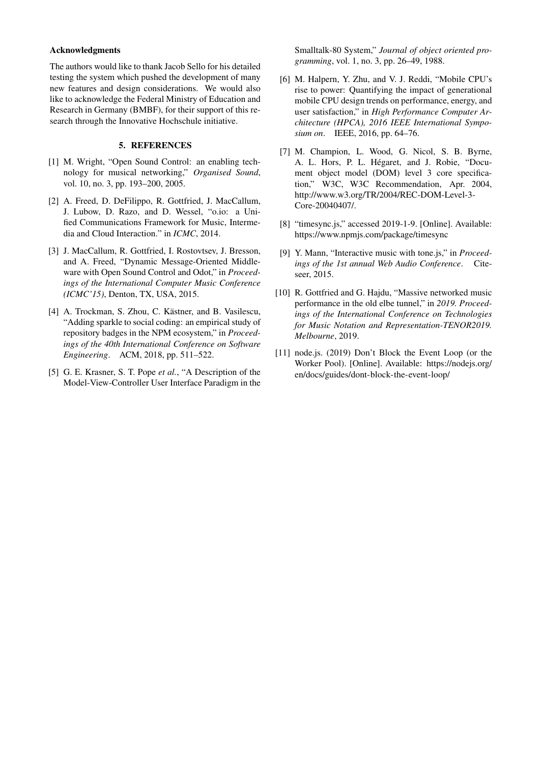### Acknowledgments

The authors would like to thank Jacob Sello for his detailed testing the system which pushed the development of many new features and design considerations. We would also like to acknowledge the Federal Ministry of Education and Research in Germany (BMBF), for their support of this research through the Innovative Hochschule initiative.

## 5. REFERENCES

[1] M. Wright, “Open Sound Control: an enabling technology for musical networking,” *Organised Sound*, vol. 10, no. 3, pp. 193–200, 2005.

[2] A. Freed, D. DeFilippo, R. Gottfried, J. MacCallum, J. Lubow, D. Razo, and D. Wessel, “o.io: a Unified Communications Framework for Music, Intermedia and Cloud Interaction.” in *ICMC*, 2014.

[3] J. MacCallum, R. Gottfried, I. Rostovtsev, J. Bresson, and A. Freed, “Dynamic Message-Oriented Middleware with Open Sound Control and Odot,” in *Proceedings of the International Computer Music Conference (ICMC'15)*, Denton, TX, USA, 2015.

[4] A. Trockman, S. Zhou, C. Kästner, and B. Vasilescu, “Adding sparkle to social coding: an empirical study of repository badges in the NPM ecosystem,” in *Proceedings of the 40th International Conference on Software Engineering*. ACM, 2018, pp. 511–522.

[5] G. E. Krasner, S. T. Pope *et al.*, “A Description of the Model-View-Controller User Interface Paradigm in the Smalltalk-80 System,” *Journal of object oriented programming*, vol. 1, no. 3, pp. 26–49, 1988.

[6] M. Halpern, Y. Zhu, and V. J. Reddi, “Mobile CPU's rise to power: Quantifying the impact of generational mobile CPU design trends on performance, energy, and user satisfaction,” in *High Performance Computer Architecture (HPCA), 2016 IEEE International Symposium on*. IEEE, 2016, pp. 64–76.

[7] M. Champion, L. Wood, G. Nicol, S. B. Byrne, A. L. Hors, P. L. Hégaret, and J. Robie, “Document object model (DOM) level 3 core specification,” W3C, W3C Recommendation, Apr. 2004, http://www.w3.org/TR/2004/REC-DOM-Level-3-Core-20040407/.

[8] “timesync.js,” accessed 2019-1-9. [Online]. Available: https://www.npmjs.com/package/timesync

[9] Y. Mann, “Interactive music with tone.js,” in *Proceedings of the 1st annual Web Audio Conference*. Citeseer, 2015.

[10] R. Gottfried and G. Hajdu, “Massive networked music performance in the old elbe tunnel,” in *2019. Proceedings of the International Conference on Technologies for Music Notation and Representation-TENOR2019. Melbourne*, 2019.

[11] node.js. (2019) Don't Block the Event Loop (or the Worker Pool). [Online]. Available: https://nodejs.org/en/docs/guides/dont-block-the-event-loop/